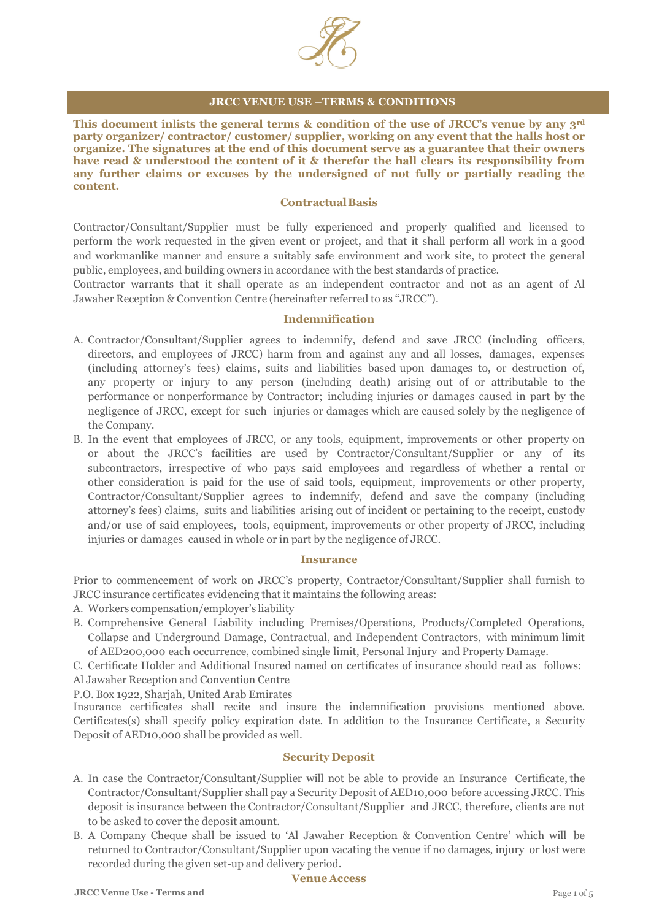# JRCC VENUE USE –TERMS & CONDITIONS

**This document inlists the general terms & condition of the use of JRCC's venue by any 3rd party organizer/ contractor/ customer/ supplier, working on any event that the halls host or organize. The signatures at the end of this document serve as a guarantee that their owners have read & understood the content of it & therefor the hall clears its responsibility from any further claims or excuses by the undersigned of not fully or partially reading the content.**

## Contractual Basis

Contractor/Consultant/Supplier must be fully experienced and properly qualified and licensed to perform the work requested in the given event or project, and that it shall perform all work in a good and workmanlike manner and ensure a suitably safe environment and work site, to protect the general public, employees, and building owners in accordance with the best standards of practice.

Contractor warrants that it shall operate as an independent contractor and not as an agent of Al Jawaher Reception & Convention Centre (hereinafter referred to as "JRCC").

## Indemnification

A. Contractor/Consultant/Supplier agrees to indemnify, defend and save JRCC (including officers, directors, and employees of JRCC) harm from and against any and all losses, damages, expenses (including attorney's fees) claims, suits and liabilities based upon damages to, or destruction of, any property or injury to any person (including death) arising out of or attributable to the performance or nonperformance by Contractor; including injuries or damages caused in part by the negligence of JRCC, except for such injuries or damages which are caused solely by the negligence of the Company.

B. In the event that employees of JRCC, or any tools, equipment, improvements or other property on or about the JRCC's facilities are used by Contractor/Consultant/Supplier or any of its subcontractors, irrespective of who pays said employees and regardless of whether a rental or other consideration is paid for the use of said tools, equipment, improvements or other property, Contractor/Consultant/Supplier agrees to indemnify, defend and save the company (including attorney's fees) claims, suits and liabilities arising out of incident or pertaining to the receipt, custody and/or use of said employees, tools, equipment, improvements or other property of JRCC, including injuries or damages caused in whole or in part by the negligence of JRCC.

## Insurance

Prior to commencement of work on JRCC's property, Contractor/Consultant/Supplier shall furnish to JRCC insurance certificates evidencing that it maintains the following areas:

A. Workers compensation/employer's liability

B. Comprehensive General Liability including Premises/Operations, Products/Completed Operations, Collapse and Underground Damage, Contractual, and Independent Contractors, with minimum limit of AED200,000 each occurrence, combined single limit, Personal Injury and Property Damage.

C. Certificate Holder and Additional Insured named on certificates of insurance should read as follows:

Al Jawaher Reception and Convention Centre

P.O. Box 1922, Sharjah, United Arab Emirates

Insurance certificates shall recite and insure the indemnification provisions mentioned above. Certificates(s) shall specify policy expiration date. In addition to the Insurance Certificate, a Security Deposit of AED10,000 shall be provided as well.

## Security Deposit

A. In case the Contractor/Consultant/Supplier will not be able to provide an Insurance Certificate, the Contractor/Consultant/Supplier shall pay a Security Deposit of AED10,000 before accessing JRCC. This deposit is insurance between the Contractor/Consultant/Supplier and JRCC, therefore, clients are not to be asked to cover the deposit amount.

B. A Company Cheque shall be issued to 'Al Jawaher Reception & Convention Centre' which will be returned to Contractor/Consultant/Supplier upon vacating the venue if no damages, injury or lost were recorded during the given set-up and delivery period.

## Venue Access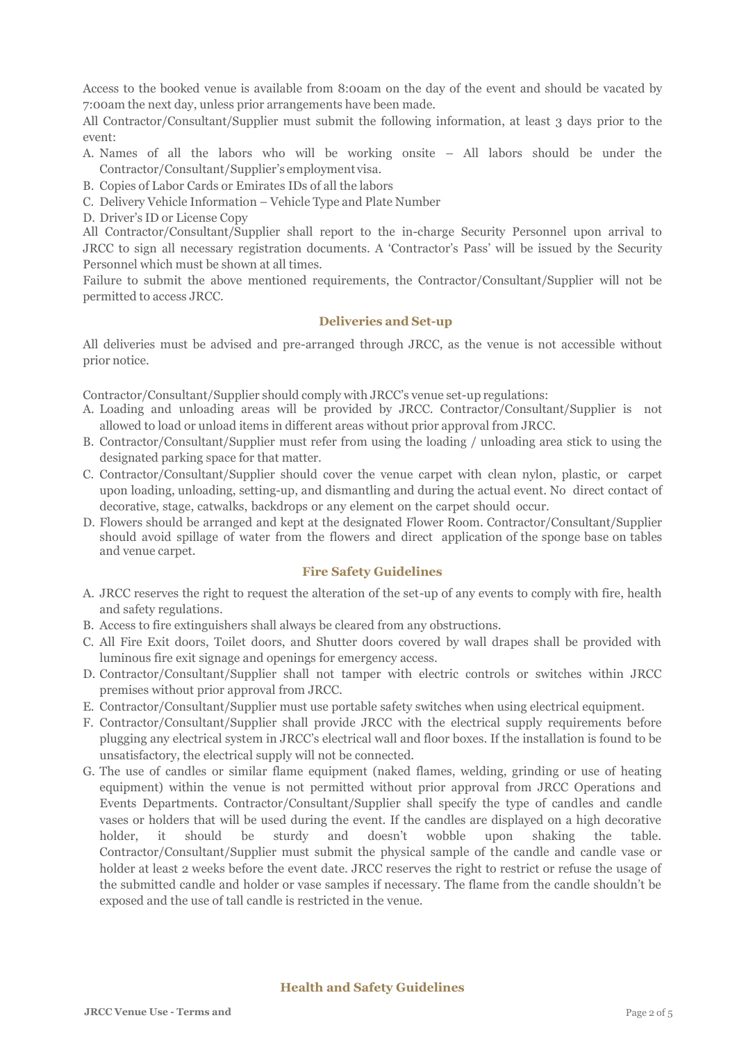Access to the booked venue is available from 8:00am on the day of the event and should be vacated by 7:00am the next day, unless prior arrangements have been made.

All Contractor/Consultant/Supplier must submit the following information, at least 3 days prior to the event:

A. Names of all the labors who will be working onsite – All labors should be under the Contractor/Consultant/Supplier's employment visa.
B. Copies of Labor Cards or Emirates IDs of all the labors
C. Delivery Vehicle Information – Vehicle Type and Plate Number
D. Driver's ID or License Copy

All Contractor/Consultant/Supplier shall report to the in-charge Security Personnel upon arrival to JRCC to sign all necessary registration documents. A 'Contractor's Pass' will be issued by the Security Personnel which must be shown at all times.

Failure to submit the above mentioned requirements, the Contractor/Consultant/Supplier will not be permitted to access JRCC.

## Deliveries and Set-up

All deliveries must be advised and pre-arranged through JRCC, as the venue is not accessible without prior notice.

Contractor/Consultant/Supplier should comply with JRCC's venue set-up regulations:

A. Loading and unloading areas will be provided by JRCC. Contractor/Consultant/Supplier is not allowed to load or unload items in different areas without prior approval from JRCC.
B. Contractor/Consultant/Supplier must refer from using the loading / unloading area stick to using the designated parking space for that matter.
C. Contractor/Consultant/Supplier should cover the venue carpet with clean nylon, plastic, or carpet upon loading, unloading, setting-up, and dismantling and during the actual event. No direct contact of decorative, stage, catwalks, backdrops or any element on the carpet should occur.
D. Flowers should be arranged and kept at the designated Flower Room. Contractor/Consultant/Supplier should avoid spillage of water from the flowers and direct application of the sponge base on tables and venue carpet.

## Fire Safety Guidelines

A. JRCC reserves the right to request the alteration of the set-up of any events to comply with fire, health and safety regulations.
B. Access to fire extinguishers shall always be cleared from any obstructions.
C. All Fire Exit doors, Toilet doors, and Shutter doors covered by wall drapes shall be provided with luminous fire exit signage and openings for emergency access.
D. Contractor/Consultant/Supplier shall not tamper with electric controls or switches within JRCC premises without prior approval from JRCC.
E. Contractor/Consultant/Supplier must use portable safety switches when using electrical equipment.
F. Contractor/Consultant/Supplier shall provide JRCC with the electrical supply requirements before plugging any electrical system in JRCC's electrical wall and floor boxes. If the installation is found to be unsatisfactory, the electrical supply will not be connected.
G. The use of candles or similar flame equipment (naked flames, welding, grinding or use of heating equipment) within the venue is not permitted without prior approval from JRCC Operations and Events Departments. Contractor/Consultant/Supplier shall specify the type of candles and candle vases or holders that will be used during the event. If the candles are displayed on a high decorative holder, it should be sturdy and doesn't wobble upon shaking the table. Contractor/Consultant/Supplier must submit the physical sample of the candle and candle vase or holder at least 2 weeks before the event date. JRCC reserves the right to restrict or refuse the usage of the submitted candle and holder or vase samples if necessary. The flame from the candle shouldn't be exposed and the use of tall candle is restricted in the venue.

## Health and Safety Guidelines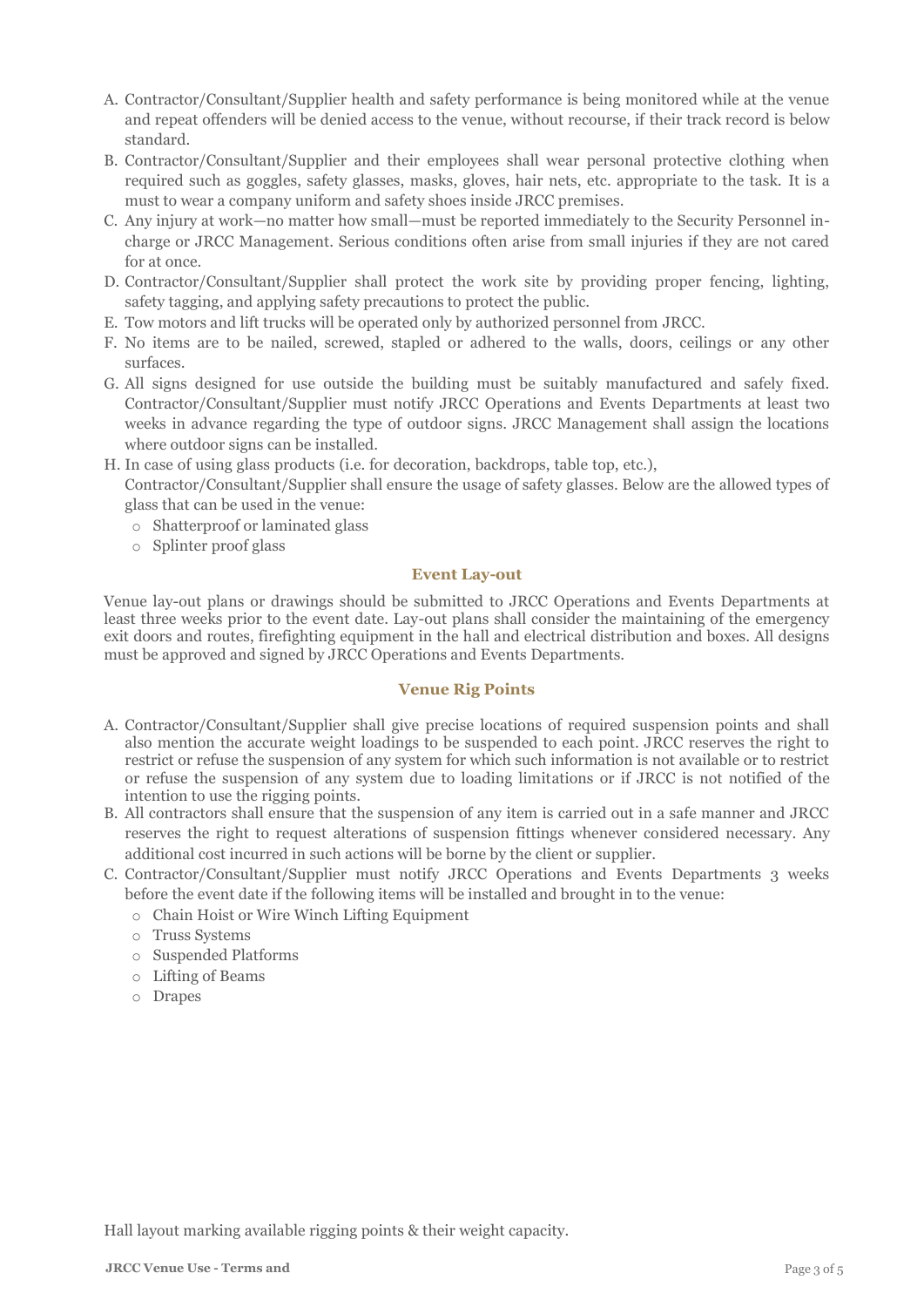A. Contractor/Consultant/Supplier health and safety performance is being monitored while at the venue and repeat offenders will be denied access to the venue, without recourse, if their track record is below standard.
B. Contractor/Consultant/Supplier and their employees shall wear personal protective clothing when required such as goggles, safety glasses, masks, gloves, hair nets, etc. appropriate to the task. It is a must to wear a company uniform and safety shoes inside JRCC premises.
C. Any injury at work—no matter how small—must be reported immediately to the Security Personnel in-charge or JRCC Management. Serious conditions often arise from small injuries if they are not cared for at once.
D. Contractor/Consultant/Supplier shall protect the work site by providing proper fencing, lighting, safety tagging, and applying safety precautions to protect the public.
E. Tow motors and lift trucks will be operated only by authorized personnel from JRCC.
F. No items are to be nailed, screwed, stapled or adhered to the walls, doors, ceilings or any other surfaces.
G. All signs designed for use outside the building must be suitably manufactured and safely fixed. Contractor/Consultant/Supplier must notify JRCC Operations and Events Departments at least two weeks in advance regarding the type of outdoor signs. JRCC Management shall assign the locations where outdoor signs can be installed.
H. In case of using glass products (i.e. for decoration, backdrops, table top, etc.), Contractor/Consultant/Supplier shall ensure the usage of safety glasses. Below are the allowed types of glass that can be used in the venue:
    - Shatterproof or laminated glass
    - Splinter proof glass

### Event Lay-out

Venue lay-out plans or drawings should be submitted to JRCC Operations and Events Departments at least three weeks prior to the event date. Lay-out plans shall consider the maintaining of the emergency exit doors and routes, firefighting equipment in the hall and electrical distribution and boxes. All designs must be approved and signed by JRCC Operations and Events Departments.

### Venue Rig Points

A. Contractor/Consultant/Supplier shall give precise locations of required suspension points and shall also mention the accurate weight loadings to be suspended to each point. JRCC reserves the right to restrict or refuse the suspension of any system for which such information is not available or to restrict or refuse the suspension of any system due to loading limitations or if JRCC is not notified of the intention to use the rigging points.
B. All contractors shall ensure that the suspension of any item is carried out in a safe manner and JRCC reserves the right to request alterations of suspension fittings whenever considered necessary. Any additional cost incurred in such actions will be borne by the client or supplier.
C. Contractor/Consultant/Supplier must notify JRCC Operations and Events Departments 3 weeks before the event date if the following items will be installed and brought in to the venue:
    - Chain Hoist or Wire Winch Lifting Equipment
    - Truss Systems
    - Suspended Platforms
    - Lifting of Beams
    - Drapes

Hall layout marking available rigging points & their weight capacity.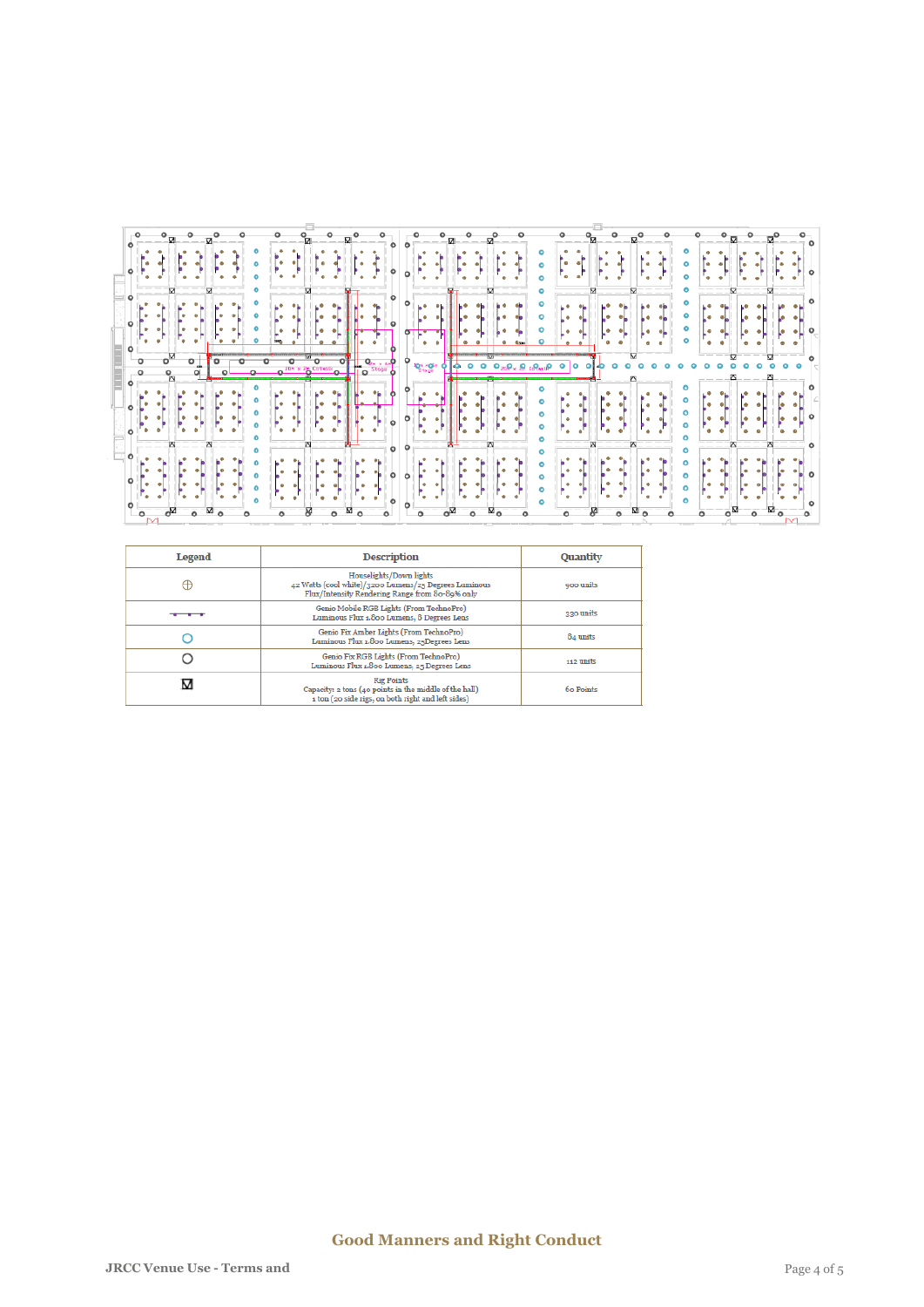| Legend | Description | Quantity |
|---|---|---|
| ⊕ | Houselights/Down lights<br>42 Watts (cool white)/3200 Lumens/25 Degrees Luminous Flux/Intensity Rendering Range from 80-89% only | 900 units |
| (purple line symbol) | Genio Mobile RGB Lights (From TechnoPro)<br>Luminous Flux 1,800 Lumens, 8 Degrees Lens | 330 units |
| (blue circle) | Genio Fix Amber Lights (From TechnoPro)<br>Luminous Flux 1,800 Lumens, 25Degrees Lens | 84 units |
| (black circle) | Genio Fix RGB Lights (From TechnoPro)<br>Luminous Flux 1,800 Lumens, 25 Degrees Lens | 112 units |
| ☒ | Rig Points<br>Capacity: 2 tons (40 points in the middle of the hall)<br>1 ton (20 side rigs, on both right and left sides) | 60 Points |

## Good Manners and Right Conduct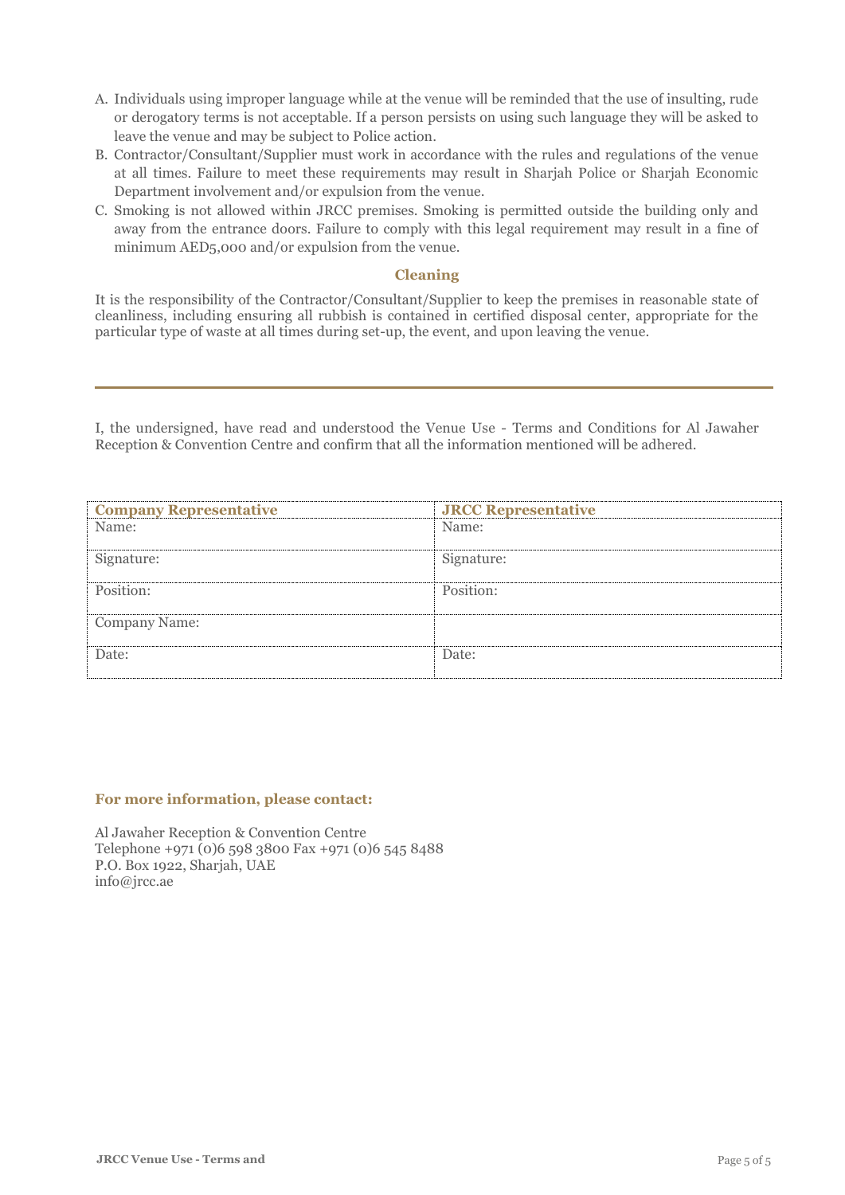A. Individuals using improper language while at the venue will be reminded that the use of insulting, rude or derogatory terms is not acceptable. If a person persists on using such language they will be asked to leave the venue and may be subject to Police action.
B. Contractor/Consultant/Supplier must work in accordance with the rules and regulations of the venue at all times. Failure to meet these requirements may result in Sharjah Police or Sharjah Economic Department involvement and/or expulsion from the venue.
C. Smoking is not allowed within JRCC premises. Smoking is permitted outside the building only and away from the entrance doors. Failure to comply with this legal requirement may result in a fine of minimum AED5,000 and/or expulsion from the venue.

## Cleaning

It is the responsibility of the Contractor/Consultant/Supplier to keep the premises in reasonable state of cleanliness, including ensuring all rubbish is contained in certified disposal center, appropriate for the particular type of waste at all times during set-up, the event, and upon leaving the venue.

---

I, the undersigned, have read and understood the Venue Use - Terms and Conditions for Al Jawaher Reception & Convention Centre and confirm that all the information mentioned will be adhered.

| **Company Representative** | **JRCC Representative** |
|---|---|
| Name: | Name: |
| Signature: | Signature: |
| Position: | Position: |
| Company Name: | |
| Date: | Date: |

**For more information, please contact:**

Al Jawaher Reception & Convention Centre
Telephone +971 (0)6 598 3800 Fax +971 (0)6 545 8488
P.O. Box 1922, Sharjah, UAE
info@jrcc.ae